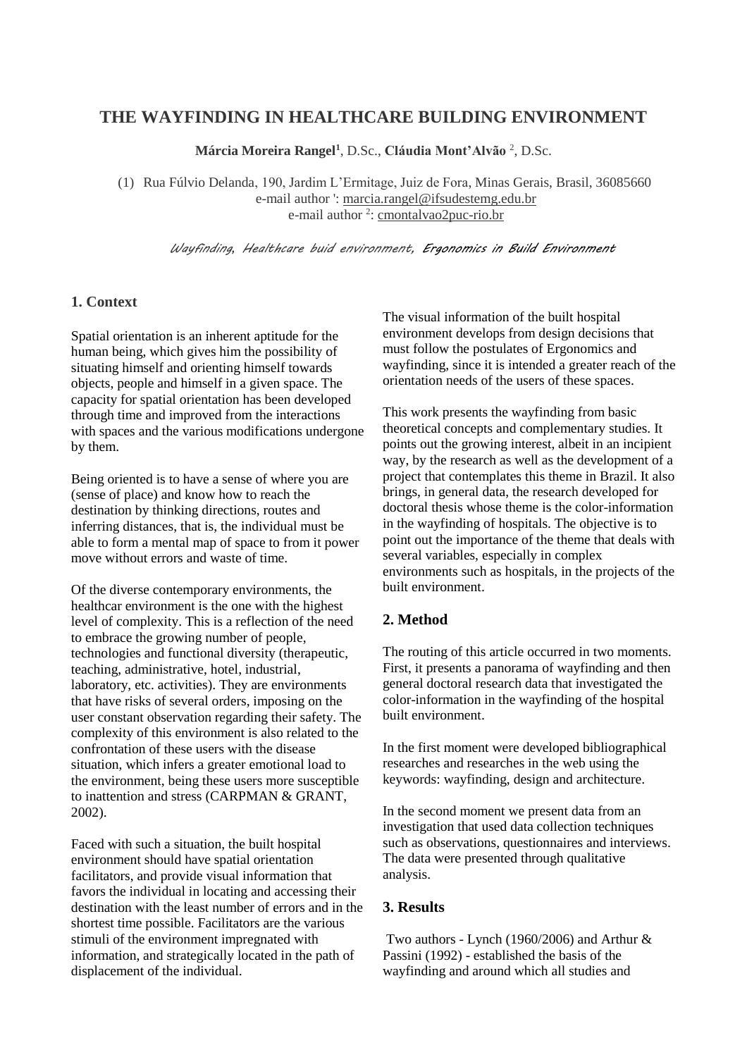# THE WAYFINDING IN HEALTHCARE BUILDING ENVIRONMENT

**Márcia Moreira Rangel**[1], D.Sc., **Cláudia Mont'Alvão** [2], D.Sc.

(1) Rua Fúlvio Delanda, 190, Jardim L'Ermitage, Juiz de Fora, Minas Gerais, Brasil, 36085660
e-mail author ': marcia.rangel@ifsudestemg.edu.br
e-mail author [2]: cmontalvao2puc-rio.br

*Wayfinding, Healthcare buid environment, Ergonomics in Build Environment*

## 1. Context

Spatial orientation is an inherent aptitude for the human being, which gives him the possibility of situating himself and orienting himself towards objects, people and himself in a given space. The capacity for spatial orientation has been developed through time and improved from the interactions with spaces and the various modifications undergone by them.

Being oriented is to have a sense of where you are (sense of place) and know how to reach the destination by thinking directions, routes and inferring distances, that is, the individual must be able to form a mental map of space to from it power move without errors and waste of time.

Of the diverse contemporary environments, the healthcar environment is the one with the highest level of complexity. This is a reflection of the need to embrace the growing number of people, technologies and functional diversity (therapeutic, teaching, administrative, hotel, industrial, laboratory, etc. activities). They are environments that have risks of several orders, imposing on the user constant observation regarding their safety. The complexity of this environment is also related to the confrontation of these users with the disease situation, which infers a greater emotional load to the environment, being these users more susceptible to inattention and stress (CARPMAN & GRANT, 2002).

Faced with such a situation, the built hospital environment should have spatial orientation facilitators, and provide visual information that favors the individual in locating and accessing their destination with the least number of errors and in the shortest time possible. Facilitators are the various stimuli of the environment impregnated with information, and strategically located in the path of displacement of the individual.

The visual information of the built hospital environment develops from design decisions that must follow the postulates of Ergonomics and wayfinding, since it is intended a greater reach of the orientation needs of the users of these spaces.

This work presents the wayfinding from basic theoretical concepts and complementary studies. It points out the growing interest, albeit in an incipient way, by the research as well as the development of a project that contemplates this theme in Brazil. It also brings, in general data, the research developed for doctoral thesis whose theme is the color-information in the wayfinding of hospitals. The objective is to point out the importance of the theme that deals with several variables, especially in complex environments such as hospitals, in the projects of the built environment.

## 2. Method

The routing of this article occurred in two moments. First, it presents a panorama of wayfinding and then general doctoral research data that investigated the color-information in the wayfinding of the hospital built environment.

In the first moment were developed bibliographical researches and researches in the web using the keywords: wayfinding, design and architecture.

In the second moment we present data from an investigation that used data collection techniques such as observations, questionnaires and interviews. The data were presented through qualitative analysis.

## 3. Results

Two authors - Lynch (1960/2006) and Arthur & Passini (1992) - established the basis of the wayfinding and around which all studies and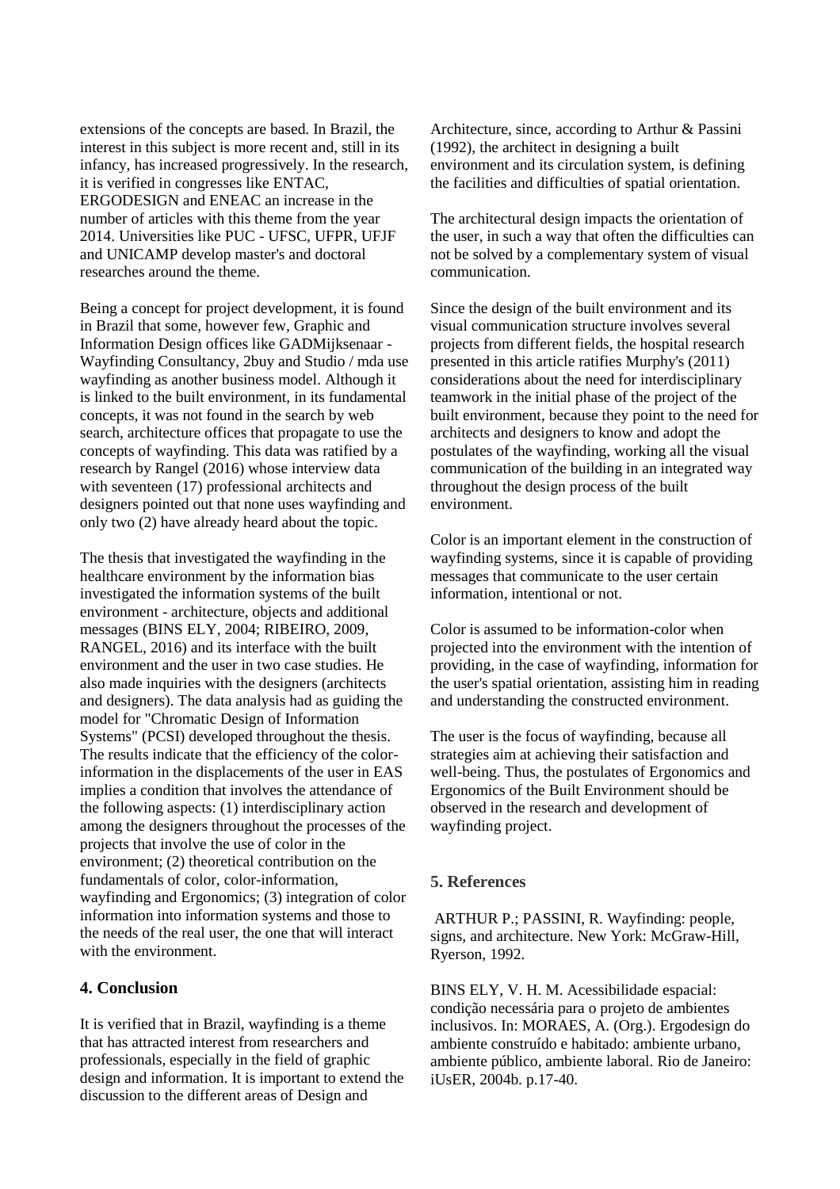extensions of the concepts are based. In Brazil, the interest in this subject is more recent and, still in its infancy, has increased progressively. In the research, it is verified in congresses like ENTAC, ERGODESIGN and ENEAC an increase in the number of articles with this theme from the year 2014. Universities like PUC - UFSC, UFPR, UFJF and UNICAMP develop master's and doctoral researches around the theme.

Being a concept for project development, it is found in Brazil that some, however few, Graphic and Information Design offices like GADMijksenaar - Wayfinding Consultancy, 2buy and Studio / mda use wayfinding as another business model. Although it is linked to the built environment, in its fundamental concepts, it was not found in the search by web search, architecture offices that propagate to use the concepts of wayfinding. This data was ratified by a research by Rangel (2016) whose interview data with seventeen (17) professional architects and designers pointed out that none uses wayfinding and only two (2) have already heard about the topic.

The thesis that investigated the wayfinding in the healthcare environment by the information bias investigated the information systems of the built environment - architecture, objects and additional messages (BINS ELY, 2004; RIBEIRO, 2009, RANGEL, 2016) and its interface with the built environment and the user in two case studies. He also made inquiries with the designers (architects and designers). The data analysis had as guiding the model for "Chromatic Design of Information Systems" (PCSI) developed throughout the thesis. The results indicate that the efficiency of the color-information in the displacements of the user in EAS implies a condition that involves the attendance of the following aspects: (1) interdisciplinary action among the designers throughout the processes of the projects that involve the use of color in the environment; (2) theoretical contribution on the fundamentals of color, color-information, wayfinding and Ergonomics; (3) integration of color information into information systems and those to the needs of the real user, the one that will interact with the environment.

## 4. Conclusion

It is verified that in Brazil, wayfinding is a theme that has attracted interest from researchers and professionals, especially in the field of graphic design and information. It is important to extend the discussion to the different areas of Design and Architecture, since, according to Arthur & Passini (1992), the architect in designing a built environment and its circulation system, is defining the facilities and difficulties of spatial orientation.

The architectural design impacts the orientation of the user, in such a way that often the difficulties can not be solved by a complementary system of visual communication.

Since the design of the built environment and its visual communication structure involves several projects from different fields, the hospital research presented in this article ratifies Murphy's (2011) considerations about the need for interdisciplinary teamwork in the initial phase of the project of the built environment, because they point to the need for architects and designers to know and adopt the postulates of the wayfinding, working all the visual communication of the building in an integrated way throughout the design process of the built environment.

Color is an important element in the construction of wayfinding systems, since it is capable of providing messages that communicate to the user certain information, intentional or not.

Color is assumed to be information-color when projected into the environment with the intention of providing, in the case of wayfinding, information for the user's spatial orientation, assisting him in reading and understanding the constructed environment.

The user is the focus of wayfinding, because all strategies aim at achieving their satisfaction and well-being. Thus, the postulates of Ergonomics and Ergonomics of the Built Environment should be observed in the research and development of wayfinding project.

## 5. References

ARTHUR P.; PASSINI, R. Wayfinding: people, signs, and architecture. New York: McGraw-Hill, Ryerson, 1992.

BINS ELY, V. H. M. Acessibilidade espacial: condição necessária para o projeto de ambientes inclusivos. In: MORAES, A. (Org.). Ergodesign do ambiente construído e habitado: ambiente urbano, ambiente público, ambiente laboral. Rio de Janeiro: iUsER, 2004b. p.17-40.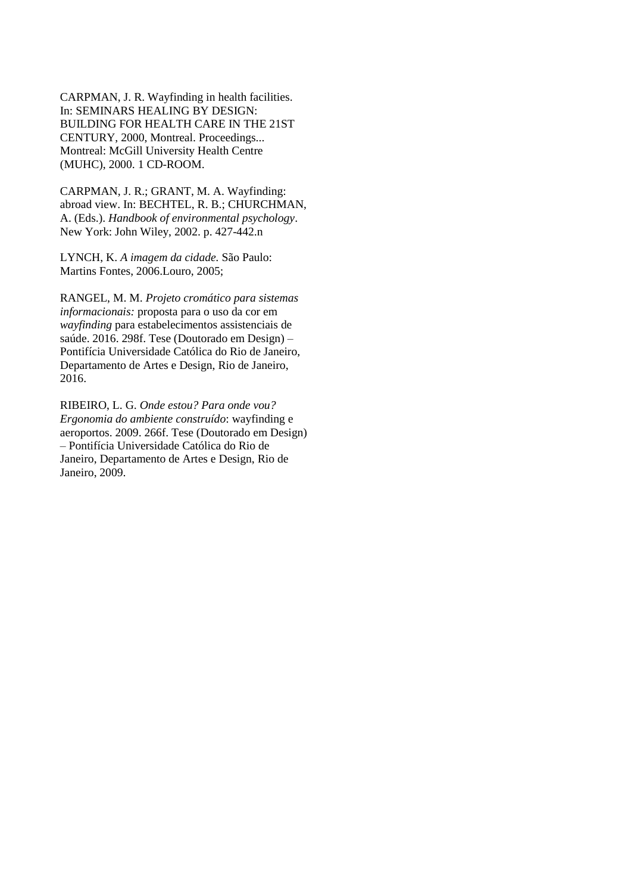CARPMAN, J. R. Wayfinding in health facilities. In: SEMINARS HEALING BY DESIGN: BUILDING FOR HEALTH CARE IN THE 21ST CENTURY, 2000, Montreal. Proceedings... Montreal: McGill University Health Centre (MUHC), 2000. 1 CD-ROOM.

CARPMAN, J. R.; GRANT, M. A. Wayfinding: abroad view. In: BECHTEL, R. B.; CHURCHMAN, A. (Eds.). *Handbook of environmental psychology*. New York: John Wiley, 2002. p. 427-442.n

LYNCH, K. *A imagem da cidade.* São Paulo: Martins Fontes, 2006.Louro, 2005;

RANGEL, M. M. *Projeto cromático para sistemas informacionais:* proposta para o uso da cor em *wayfinding* para estabelecimentos assistenciais de saúde. 2016. 298f. Tese (Doutorado em Design) – Pontifícia Universidade Católica do Rio de Janeiro, Departamento de Artes e Design, Rio de Janeiro, 2016.

RIBEIRO, L. G. *Onde estou? Para onde vou? Ergonomia do ambiente construído*: wayfinding e aeroportos. 2009. 266f. Tese (Doutorado em Design) – Pontifícia Universidade Católica do Rio de Janeiro, Departamento de Artes e Design, Rio de Janeiro, 2009.